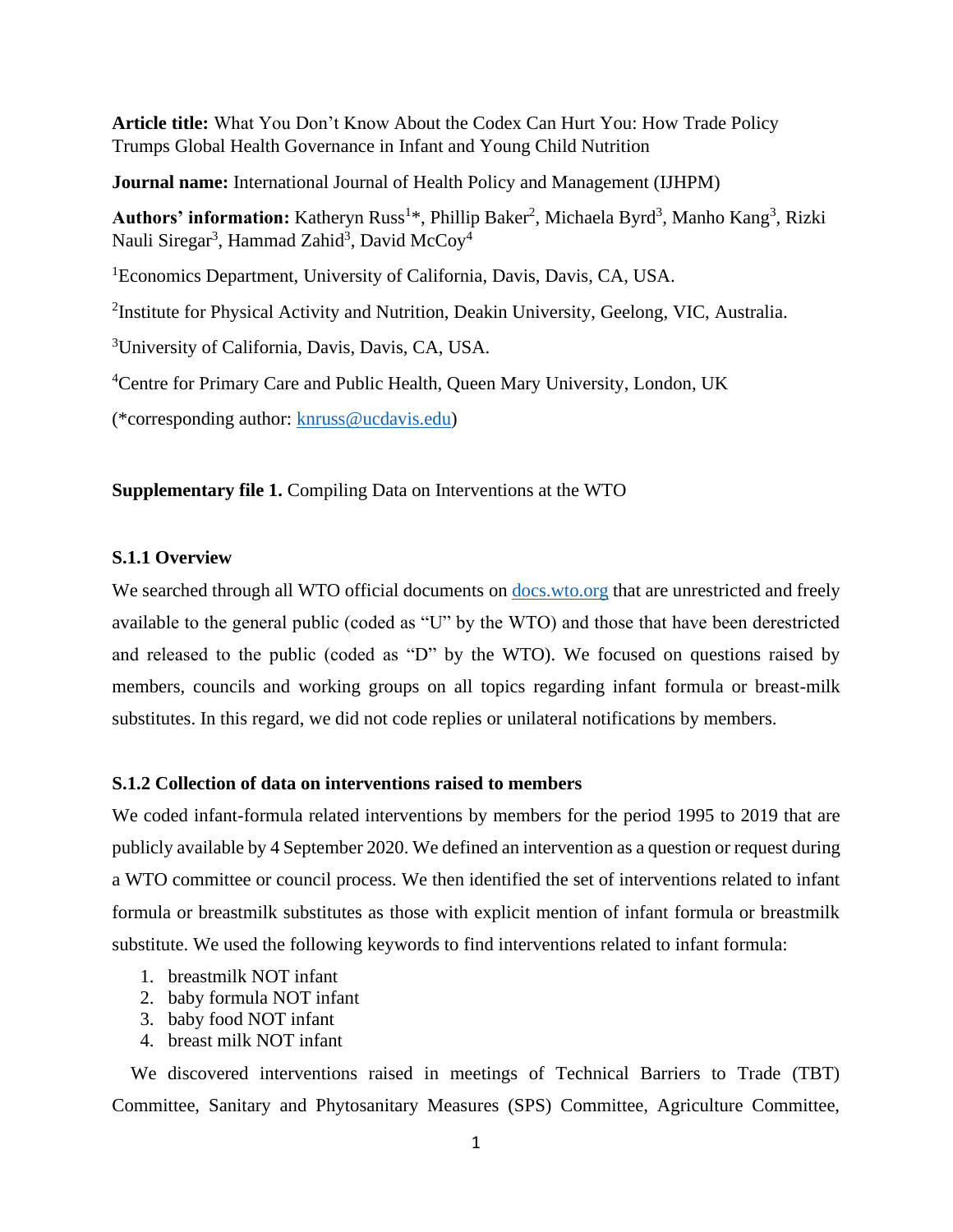**Article title:** What You Don't Know About the Codex Can Hurt You: How Trade Policy Trumps Global Health Governance in Infant and Young Child Nutrition

**Journal name:** International Journal of Health Policy and Management (IJHPM)

**Authors' information:** Katheryn Russ[1]*, Phillip Baker[2], Michaela Byrd[3], Manho Kang[3], Rizki Nauli Siregar[3], Hammad Zahid[3], David McCoy[4]

[1]Economics Department, University of California, Davis, Davis, CA, USA.

[2]Institute for Physical Activity and Nutrition, Deakin University, Geelong, VIC, Australia.

[3]University of California, Davis, Davis, CA, USA.

[4]Centre for Primary Care and Public Health, Queen Mary University, London, UK

(*corresponding author: knruss@ucdavis.edu)

**Supplementary file 1.** Compiling Data on Interventions at the WTO

### S.1.1 Overview

We searched through all WTO official documents on docs.wto.org that are unrestricted and freely available to the general public (coded as "U" by the WTO) and those that have been derestricted and released to the public (coded as "D" by the WTO). We focused on questions raised by members, councils and working groups on all topics regarding infant formula or breast-milk substitutes. In this regard, we did not code replies or unilateral notifications by members.

### S.1.2 Collection of data on interventions raised to members

We coded infant-formula related interventions by members for the period 1995 to 2019 that are publicly available by 4 September 2020. We defined an intervention as a question or request during a WTO committee or council process. We then identified the set of interventions related to infant formula or breastmilk substitutes as those with explicit mention of infant formula or breastmilk substitute. We used the following keywords to find interventions related to infant formula:

1. breastmilk NOT infant
2. baby formula NOT infant
3. baby food NOT infant
4. breast milk NOT infant

We discovered interventions raised in meetings of Technical Barriers to Trade (TBT) Committee, Sanitary and Phytosanitary Measures (SPS) Committee, Agriculture Committee,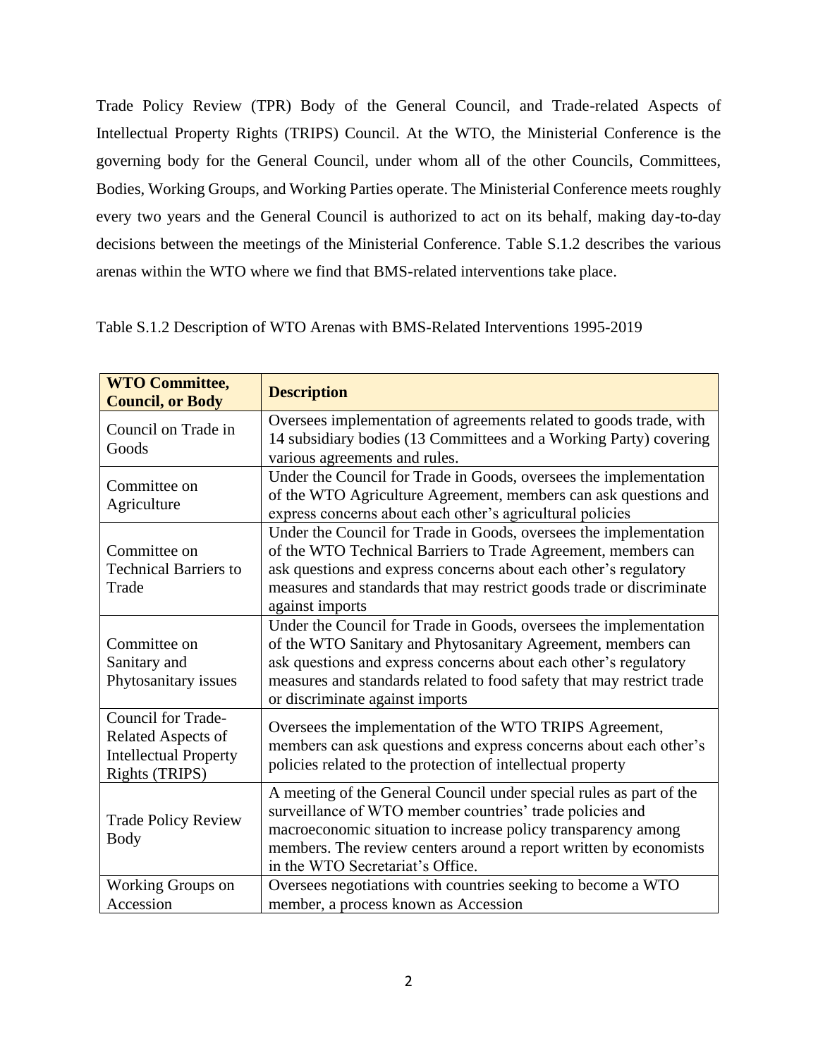Trade Policy Review (TPR) Body of the General Council, and Trade-related Aspects of Intellectual Property Rights (TRIPS) Council. At the WTO, the Ministerial Conference is the governing body for the General Council, under whom all of the other Councils, Committees, Bodies, Working Groups, and Working Parties operate. The Ministerial Conference meets roughly every two years and the General Council is authorized to act on its behalf, making day-to-day decisions between the meetings of the Ministerial Conference. Table S.1.2 describes the various arenas within the WTO where we find that BMS-related interventions take place.

Table S.1.2 Description of WTO Arenas with BMS-Related Interventions 1995-2019

| WTO Committee, Council, or Body | Description |
|---|---|
| Council on Trade in Goods | Oversees implementation of agreements related to goods trade, with 14 subsidiary bodies (13 Committees and a Working Party) covering various agreements and rules. |
| Committee on Agriculture | Under the Council for Trade in Goods, oversees the implementation of the WTO Agriculture Agreement, members can ask questions and express concerns about each other's agricultural policies |
| Committee on Technical Barriers to Trade | Under the Council for Trade in Goods, oversees the implementation of the WTO Technical Barriers to Trade Agreement, members can ask questions and express concerns about each other's regulatory measures and standards that may restrict goods trade or discriminate against imports |
| Committee on Sanitary and Phytosanitary issues | Under the Council for Trade in Goods, oversees the implementation of the WTO Sanitary and Phytosanitary Agreement, members can ask questions and express concerns about each other's regulatory measures and standards related to food safety that may restrict trade or discriminate against imports |
| Council for Trade-Related Aspects of Intellectual Property Rights (TRIPS) | Oversees the implementation of the WTO TRIPS Agreement, members can ask questions and express concerns about each other's policies related to the protection of intellectual property |
| Trade Policy Review Body | A meeting of the General Council under special rules as part of the surveillance of WTO member countries' trade policies and macroeconomic situation to increase policy transparency among members. The review centers around a report written by economists in the WTO Secretariat's Office. |
| Working Groups on Accession | Oversees negotiations with countries seeking to become a WTO member, a process known as Accession |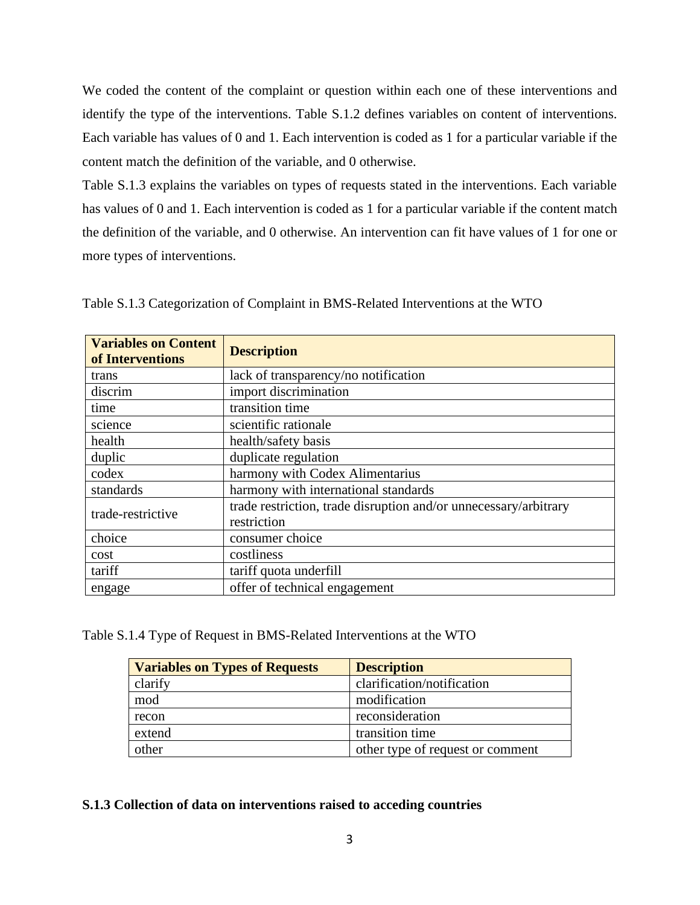We coded the content of the complaint or question within each one of these interventions and identify the type of the interventions. Table S.1.2 defines variables on content of interventions. Each variable has values of 0 and 1. Each intervention is coded as 1 for a particular variable if the content match the definition of the variable, and 0 otherwise.

Table S.1.3 explains the variables on types of requests stated in the interventions. Each variable has values of 0 and 1. Each intervention is coded as 1 for a particular variable if the content match the definition of the variable, and 0 otherwise. An intervention can fit have values of 1 for one or more types of interventions.

Table S.1.3 Categorization of Complaint in BMS-Related Interventions at the WTO

| Variables on Content of Interventions | Description |
|---|---|
| trans | lack of transparency/no notification |
| discrim | import discrimination |
| time | transition time |
| science | scientific rationale |
| health | health/safety basis |
| duplic | duplicate regulation |
| codex | harmony with Codex Alimentarius |
| standards | harmony with international standards |
| trade-restrictive | trade restriction, trade disruption and/or unnecessary/arbitrary restriction |
| choice | consumer choice |
| cost | costliness |
| tariff | tariff quota underfill |
| engage | offer of technical engagement |

Table S.1.4 Type of Request in BMS-Related Interventions at the WTO

| Variables on Types of Requests | Description |
|---|---|
| clarify | clarification/notification |
| mod | modification |
| recon | reconsideration |
| extend | transition time |
| other | other type of request or comment |

### S.1.3 Collection of data on interventions raised to acceding countries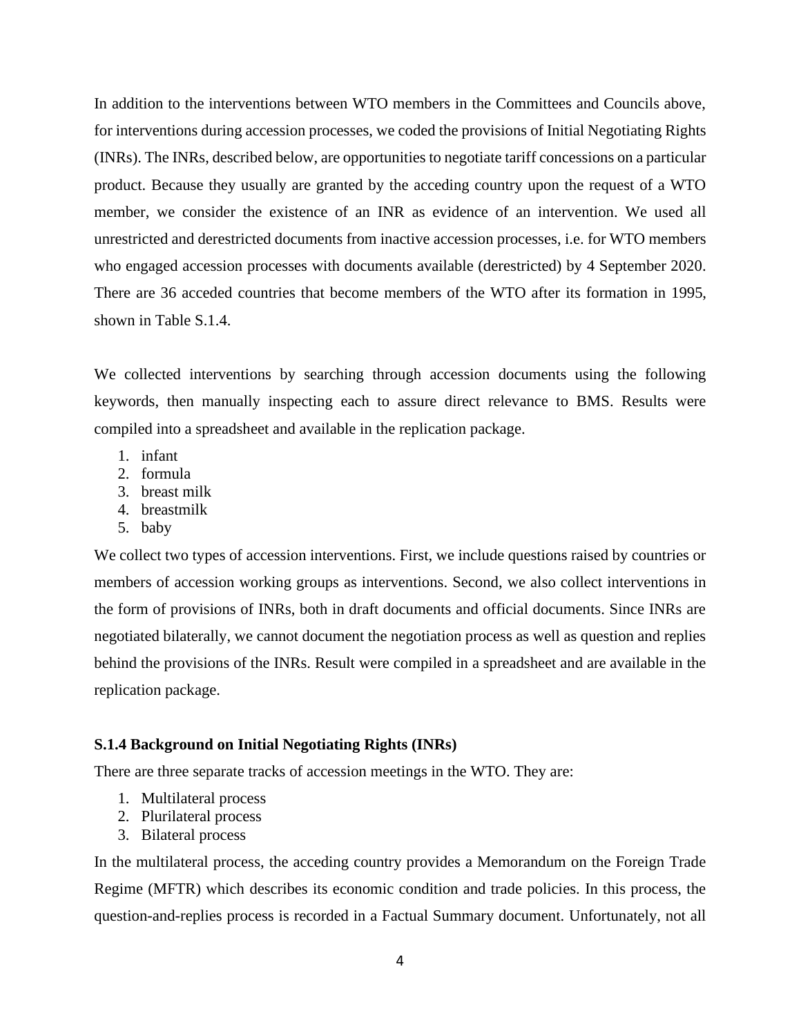In addition to the interventions between WTO members in the Committees and Councils above, for interventions during accession processes, we coded the provisions of Initial Negotiating Rights (INRs). The INRs, described below, are opportunities to negotiate tariff concessions on a particular product. Because they usually are granted by the acceding country upon the request of a WTO member, we consider the existence of an INR as evidence of an intervention. We used all unrestricted and derestricted documents from inactive accession processes, i.e. for WTO members who engaged accession processes with documents available (derestricted) by 4 September 2020. There are 36 acceded countries that become members of the WTO after its formation in 1995, shown in Table S.1.4.

We collected interventions by searching through accession documents using the following keywords, then manually inspecting each to assure direct relevance to BMS. Results were compiled into a spreadsheet and available in the replication package.

1. infant
2. formula
3. breast milk
4. breastmilk
5. baby

We collect two types of accession interventions. First, we include questions raised by countries or members of accession working groups as interventions. Second, we also collect interventions in the form of provisions of INRs, both in draft documents and official documents. Since INRs are negotiated bilaterally, we cannot document the negotiation process as well as question and replies behind the provisions of the INRs. Result were compiled in a spreadsheet and are available in the replication package.

### S.1.4 Background on Initial Negotiating Rights (INRs)

There are three separate tracks of accession meetings in the WTO. They are:

1. Multilateral process
2. Plurilateral process
3. Bilateral process

In the multilateral process, the acceding country provides a Memorandum on the Foreign Trade Regime (MFTR) which describes its economic condition and trade policies. In this process, the question-and-replies process is recorded in a Factual Summary document. Unfortunately, not all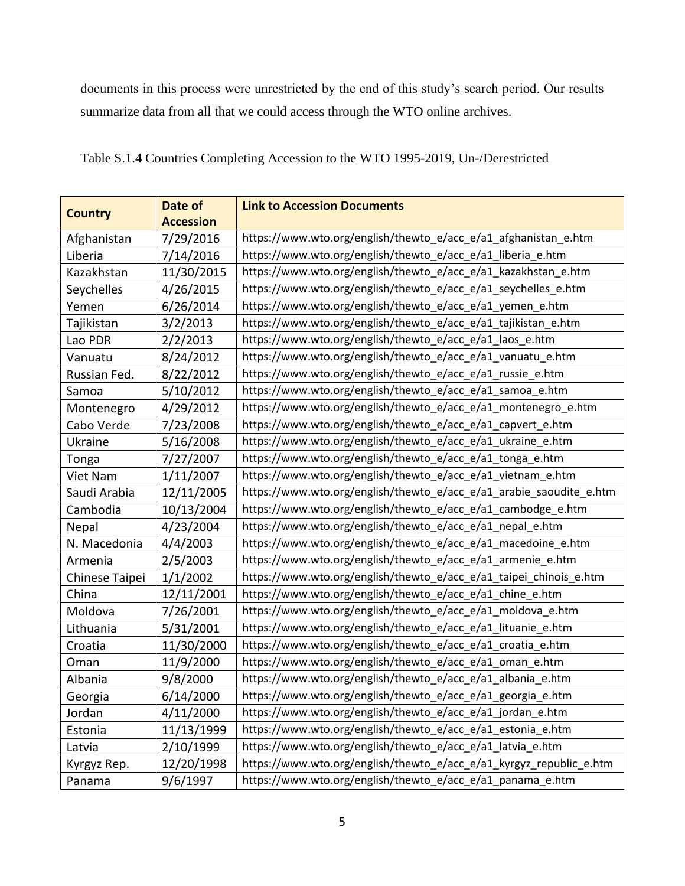documents in this process were unrestricted by the end of this study's search period. Our results summarize data from all that we could access through the WTO online archives.

Table S.1.4 Countries Completing Accession to the WTO 1995-2019, Un-/Derestricted

| Country | Date of Accession | Link to Accession Documents |
|---|---|---|
| Afghanistan | 7/29/2016 | https://www.wto.org/english/thewto_e/acc_e/a1_afghanistan_e.htm |
| Liberia | 7/14/2016 | https://www.wto.org/english/thewto_e/acc_e/a1_liberia_e.htm |
| Kazakhstan | 11/30/2015 | https://www.wto.org/english/thewto_e/acc_e/a1_kazakhstan_e.htm |
| Seychelles | 4/26/2015 | https://www.wto.org/english/thewto_e/acc_e/a1_seychelles_e.htm |
| Yemen | 6/26/2014 | https://www.wto.org/english/thewto_e/acc_e/a1_yemen_e.htm |
| Tajikistan | 3/2/2013 | https://www.wto.org/english/thewto_e/acc_e/a1_tajikistan_e.htm |
| Lao PDR | 2/2/2013 | https://www.wto.org/english/thewto_e/acc_e/a1_laos_e.htm |
| Vanuatu | 8/24/2012 | https://www.wto.org/english/thewto_e/acc_e/a1_vanuatu_e.htm |
| Russian Fed. | 8/22/2012 | https://www.wto.org/english/thewto_e/acc_e/a1_russie_e.htm |
| Samoa | 5/10/2012 | https://www.wto.org/english/thewto_e/acc_e/a1_samoa_e.htm |
| Montenegro | 4/29/2012 | https://www.wto.org/english/thewto_e/acc_e/a1_montenegro_e.htm |
| Cabo Verde | 7/23/2008 | https://www.wto.org/english/thewto_e/acc_e/a1_capvert_e.htm |
| Ukraine | 5/16/2008 | https://www.wto.org/english/thewto_e/acc_e/a1_ukraine_e.htm |
| Tonga | 7/27/2007 | https://www.wto.org/english/thewto_e/acc_e/a1_tonga_e.htm |
| Viet Nam | 1/11/2007 | https://www.wto.org/english/thewto_e/acc_e/a1_vietnam_e.htm |
| Saudi Arabia | 12/11/2005 | https://www.wto.org/english/thewto_e/acc_e/a1_arabie_saoudite_e.htm |
| Cambodia | 10/13/2004 | https://www.wto.org/english/thewto_e/acc_e/a1_cambodge_e.htm |
| Nepal | 4/23/2004 | https://www.wto.org/english/thewto_e/acc_e/a1_nepal_e.htm |
| N. Macedonia | 4/4/2003 | https://www.wto.org/english/thewto_e/acc_e/a1_macedoine_e.htm |
| Armenia | 2/5/2003 | https://www.wto.org/english/thewto_e/acc_e/a1_armenie_e.htm |
| Chinese Taipei | 1/1/2002 | https://www.wto.org/english/thewto_e/acc_e/a1_taipei_chinois_e.htm |
| China | 12/11/2001 | https://www.wto.org/english/thewto_e/acc_e/a1_chine_e.htm |
| Moldova | 7/26/2001 | https://www.wto.org/english/thewto_e/acc_e/a1_moldova_e.htm |
| Lithuania | 5/31/2001 | https://www.wto.org/english/thewto_e/acc_e/a1_lituanie_e.htm |
| Croatia | 11/30/2000 | https://www.wto.org/english/thewto_e/acc_e/a1_croatia_e.htm |
| Oman | 11/9/2000 | https://www.wto.org/english/thewto_e/acc_e/a1_oman_e.htm |
| Albania | 9/8/2000 | https://www.wto.org/english/thewto_e/acc_e/a1_albania_e.htm |
| Georgia | 6/14/2000 | https://www.wto.org/english/thewto_e/acc_e/a1_georgia_e.htm |
| Jordan | 4/11/2000 | https://www.wto.org/english/thewto_e/acc_e/a1_jordan_e.htm |
| Estonia | 11/13/1999 | https://www.wto.org/english/thewto_e/acc_e/a1_estonia_e.htm |
| Latvia | 2/10/1999 | https://www.wto.org/english/thewto_e/acc_e/a1_latvia_e.htm |
| Kyrgyz Rep. | 12/20/1998 | https://www.wto.org/english/thewto_e/acc_e/a1_kyrgyz_republic_e.htm |
| Panama | 9/6/1997 | https://www.wto.org/english/thewto_e/acc_e/a1_panama_e.htm |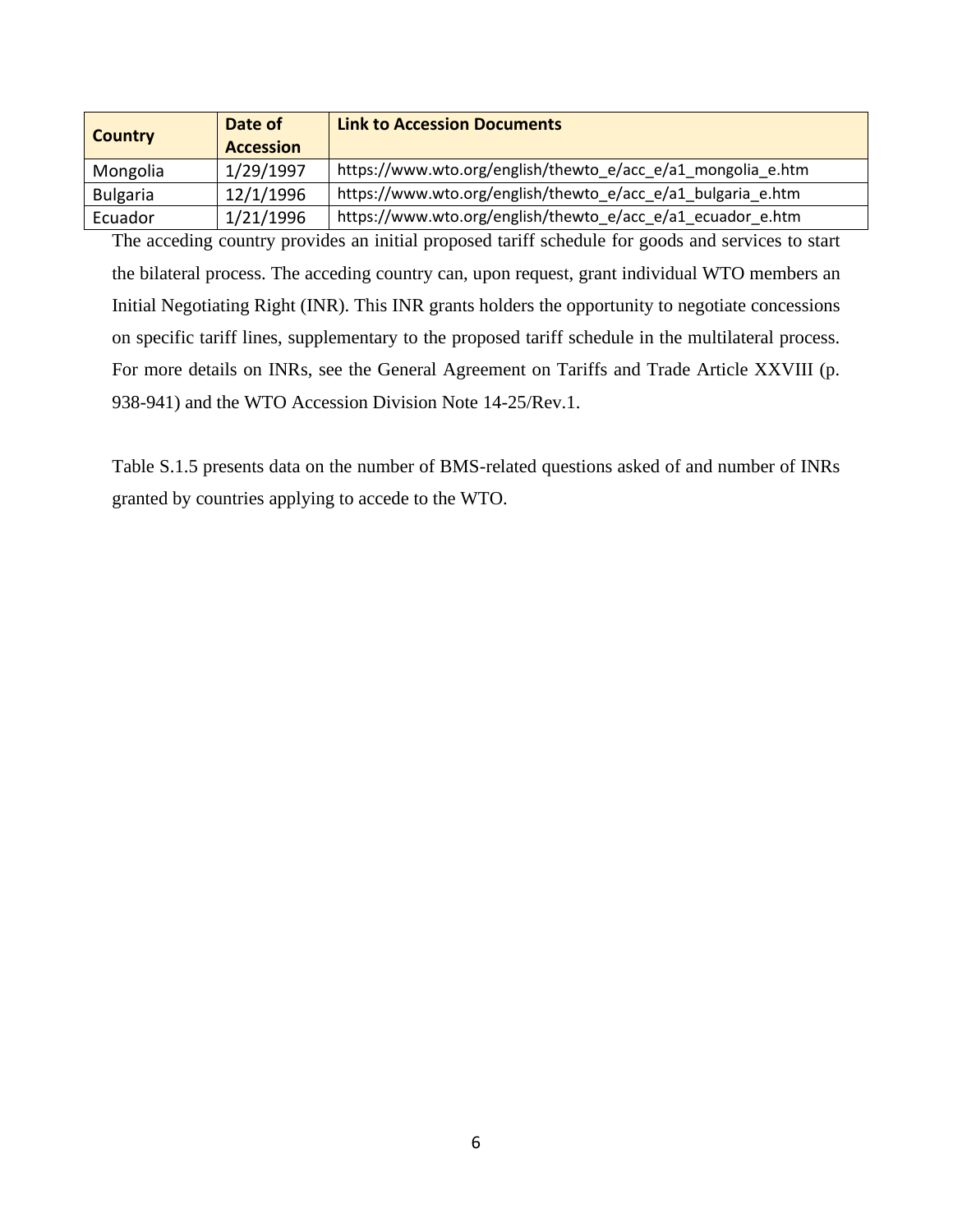| Country | Date of Accession | Link to Accession Documents |
|---|---|---|
| Mongolia | 1/29/1997 | https://www.wto.org/english/thewto_e/acc_e/a1_mongolia_e.htm |
| Bulgaria | 12/1/1996 | https://www.wto.org/english/thewto_e/acc_e/a1_bulgaria_e.htm |
| Ecuador | 1/21/1996 | https://www.wto.org/english/thewto_e/acc_e/a1_ecuador_e.htm |

The acceding country provides an initial proposed tariff schedule for goods and services to start the bilateral process. The acceding country can, upon request, grant individual WTO members an Initial Negotiating Right (INR). This INR grants holders the opportunity to negotiate concessions on specific tariff lines, supplementary to the proposed tariff schedule in the multilateral process. For more details on INRs, see the General Agreement on Tariffs and Trade Article XXVIII (p. 938-941) and the WTO Accession Division Note 14-25/Rev.1.

Table S.1.5 presents data on the number of BMS-related questions asked of and number of INRs granted by countries applying to accede to the WTO.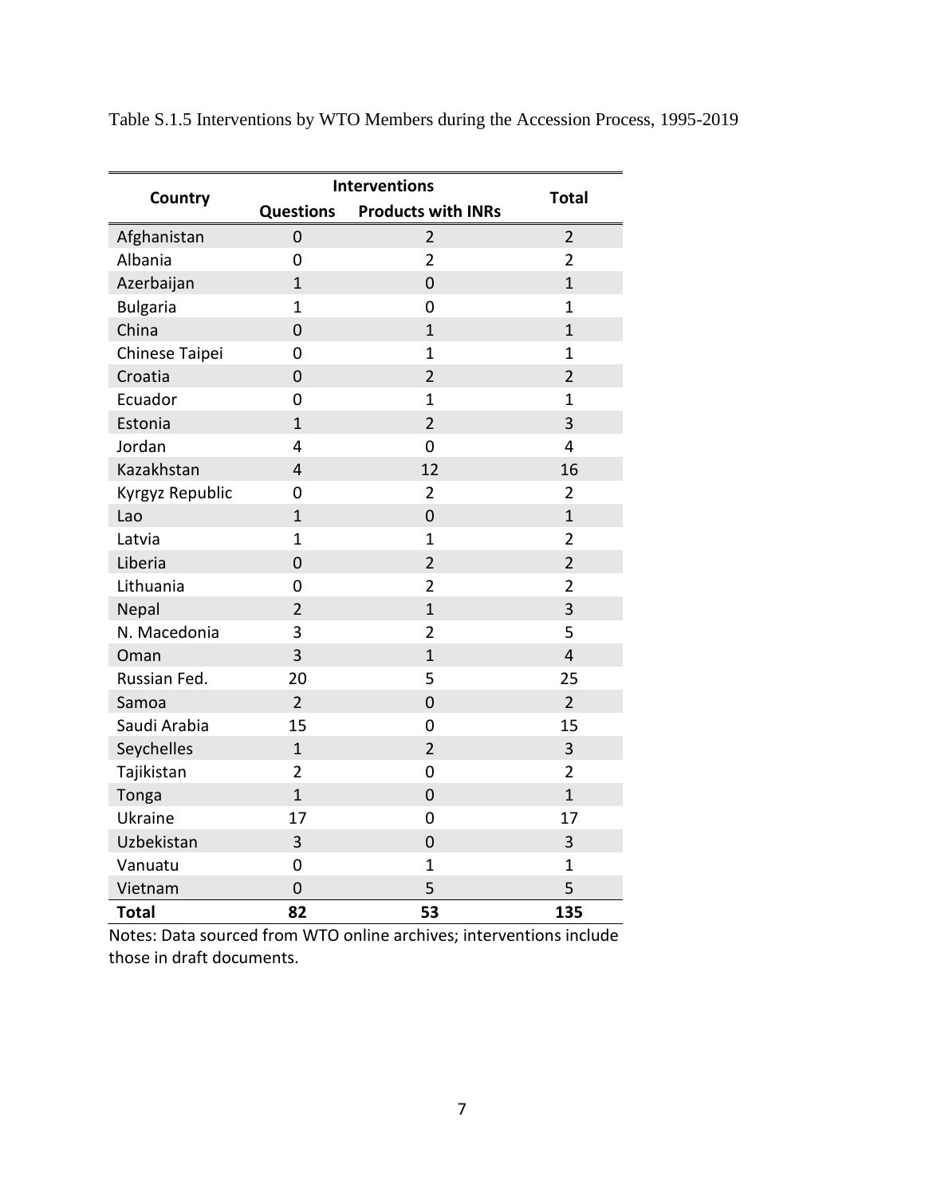Table S.1.5 Interventions by WTO Members during the Accession Process, 1995-2019

| Country | Interventions | | Total |
|---|---|---|---|
| | Questions | Products with INRs | |
| Afghanistan | 0 | 2 | 2 |
| Albania | 0 | 2 | 2 |
| Azerbaijan | 1 | 0 | 1 |
| Bulgaria | 1 | 0 | 1 |
| China | 0 | 1 | 1 |
| Chinese Taipei | 0 | 1 | 1 |
| Croatia | 0 | 2 | 2 |
| Ecuador | 0 | 1 | 1 |
| Estonia | 1 | 2 | 3 |
| Jordan | 4 | 0 | 4 |
| Kazakhstan | 4 | 12 | 16 |
| Kyrgyz Republic | 0 | 2 | 2 |
| Lao | 1 | 0 | 1 |
| Latvia | 1 | 1 | 2 |
| Liberia | 0 | 2 | 2 |
| Lithuania | 0 | 2 | 2 |
| Nepal | 2 | 1 | 3 |
| N. Macedonia | 3 | 2 | 5 |
| Oman | 3 | 1 | 4 |
| Russian Fed. | 20 | 5 | 25 |
| Samoa | 2 | 0 | 2 |
| Saudi Arabia | 15 | 0 | 15 |
| Seychelles | 1 | 2 | 3 |
| Tajikistan | 2 | 0 | 2 |
| Tonga | 1 | 0 | 1 |
| Ukraine | 17 | 0 | 17 |
| Uzbekistan | 3 | 0 | 3 |
| Vanuatu | 0 | 1 | 1 |
| Vietnam | 0 | 5 | 5 |
| **Total** | **82** | **53** | **135** |

Notes: Data sourced from WTO online archives; interventions include those in draft documents.